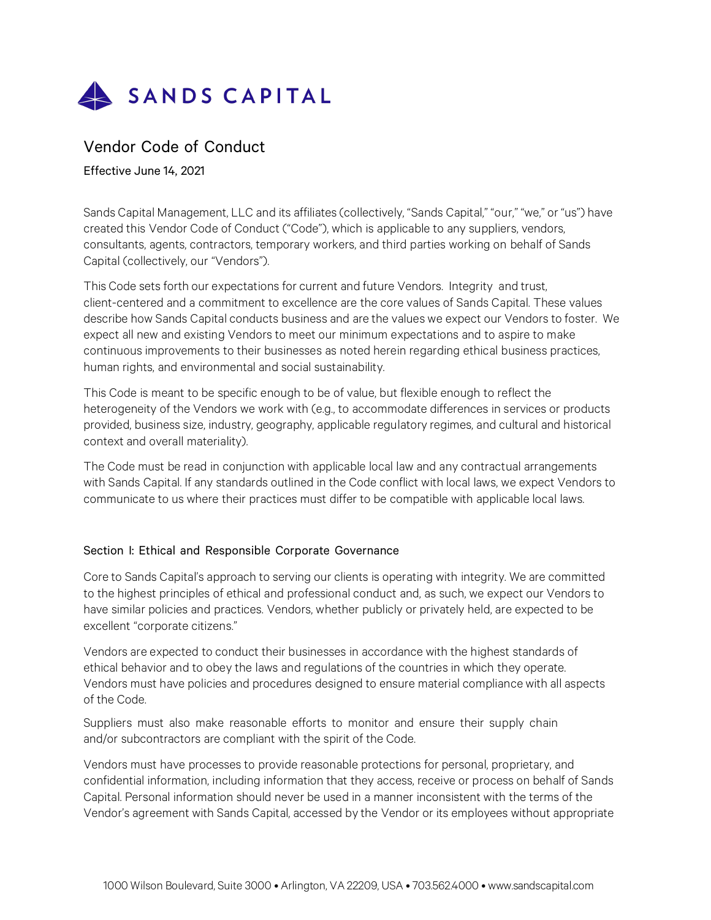SANDS CAPITAL

# Vendor Code of Conduct

Effective June 14, 2021

Sands Capital Management, LLC and its affiliates (collectively, "Sands Capital," "our," "we," or "us") have created this Vendor Code of Conduct ("Code"), which is applicable to any suppliers, vendors, consultants, agents, contractors, temporary workers, and third parties working on behalf of Sands Capital (collectively, our "Vendors").

This Code sets forth our expectations for current and future Vendors. Integrity and trust, client-centered and a commitment to excellence are the core values of Sands Capital. These values describe how Sands Capital conducts business and are the values we expect our Vendors to foster. We expect all new and existing Vendors to meet our minimum expectations and to aspire to make continuous improvements to their businesses as noted herein regarding ethical business practices, human rights, and environmental and social sustainability.

This Code is meant to be specific enough to be of value, but flexible enough to reflect the heterogeneity of the Vendors we work with (e.g., to accommodate differences in services or products provided, business size, industry, geography, applicable regulatory regimes, and cultural and historical context and overall materiality).

The Code must be read in conjunction with applicable local law and any contractual arrangements with Sands Capital. If any standards outlined in the Code conflict with local laws, we expect Vendors to communicate to us where their practices must differ to be compatible with applicable local laws.

## Section I: Ethical and Responsible Corporate Governance

Core to Sands Capital's approach to serving our clients is operating with integrity. We are committed to the highest principles of ethical and professional conduct and, as such, we expect our Vendors to have similar policies and practices. Vendors, whether publicly or privately held, are expected to be excellent "corporate citizens."

Vendors are expected to conduct their businesses in accordance with the highest standards of ethical behavior and to obey the laws and regulations of the countries in which they operate. Vendors must have policies and procedures designed to ensure material compliance with all aspects of the Code.

Suppliers must also make reasonable efforts to monitor and ensure their supply chain and/or subcontractors are compliant with the spirit of the Code.

Vendors must have processes to provide reasonable protections for personal, proprietary, and confidential information, including information that they access, receive or process on behalf of Sands Capital. Personal information should never be used in a manner inconsistent with the terms of the Vendor's agreement with Sands Capital, accessed by the Vendor or its employees without appropriate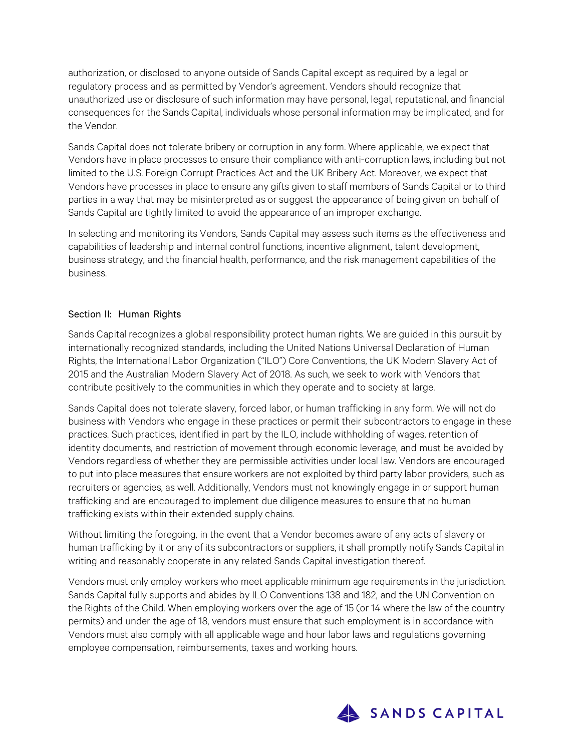authorization, or disclosed to anyone outside of Sands Capital except as required by a legal or regulatory process and as permitted by Vendor's agreement. Vendors should recognize that unauthorized use or disclosure of such information may have personal, legal, reputational, and financial consequences for the Sands Capital, individuals whose personal information may be implicated, and for the Vendor.

Sands Capital does not tolerate bribery or corruption in any form. Where applicable, we expect that Vendors have in place processes to ensure their compliance with anti-corruption laws, including but not limited to the U.S. Foreign Corrupt Practices Act and the UK Bribery Act. Moreover, we expect that Vendors have processes in place to ensure any gifts given to staff members of Sands Capital or to third parties in a way that may be misinterpreted as or suggest the appearance of being given on behalf of Sands Capital are tightly limited to avoid the appearance of an improper exchange.

In selecting and monitoring its Vendors, Sands Capital may assess such items as the effectiveness and capabilities of leadership and internal control functions, incentive alignment, talent development, business strategy, and the financial health, performance, and the risk management capabilities of the business.

## Section II: Human Rights

Sands Capital recognizes a global responsibility protect human rights. We are guided in this pursuit by internationally recognized standards, including the United Nations Universal Declaration of Human Rights, the International Labor Organization ("ILO") Core Conventions, the UK Modern Slavery Act of 2015 and the Australian Modern Slavery Act of 2018. As such, we seek to work with Vendors that contribute positively to the communities in which they operate and to society at large.

Sands Capital does not tolerate slavery, forced labor, or human trafficking in any form. We will not do business with Vendors who engage in these practices or permit their subcontractors to engage in these practices. Such practices, identified in part by the ILO, include withholding of wages, retention of identity documents, and restriction of movement through economic leverage, and must be avoided by Vendors regardless of whether they are permissible activities under local law. Vendors are encouraged to put into place measures that ensure workers are not exploited by third party labor providers, such as recruiters or agencies, as well. Additionally, Vendors must not knowingly engage in or support human trafficking and are encouraged to implement due diligence measures to ensure that no human trafficking exists within their extended supply chains.

Without limiting the foregoing, in the event that a Vendor becomes aware of any acts of slavery or human trafficking by it or any of its subcontractors or suppliers, it shall promptly notify Sands Capital in writing and reasonably cooperate in any related Sands Capital investigation thereof.

Vendors must only employ workers who meet applicable minimum age requirements in the jurisdiction. Sands Capital fully supports and abides by ILO Conventions 138 and 182, and the UN Convention on the Rights of the Child. When employing workers over the age of 15 (or 14 where the law of the country permits) and under the age of 18, vendors must ensure that such employment is in accordance with Vendors must also comply with all applicable wage and hour labor laws and regulations governing employee compensation, reimbursements, taxes and working hours.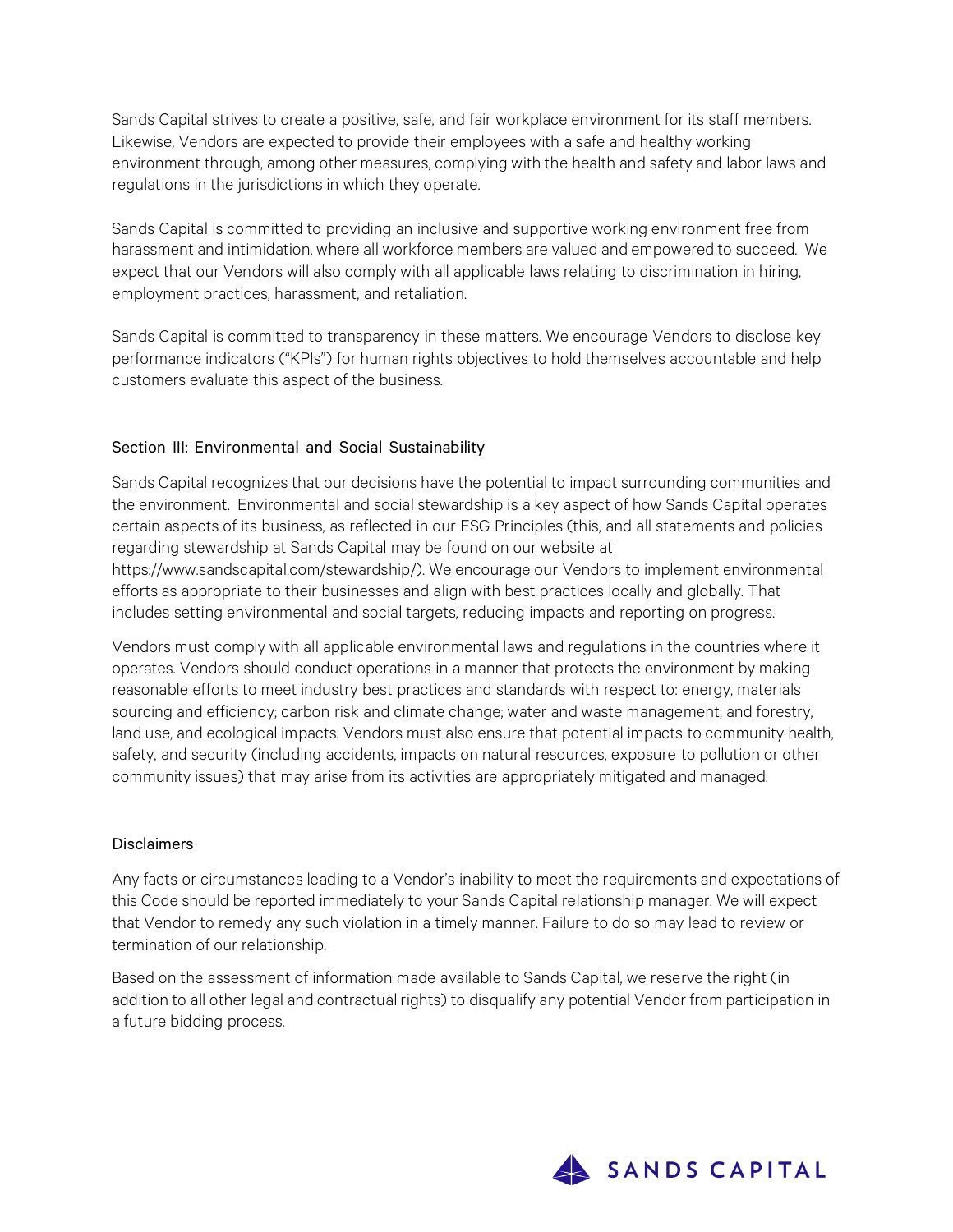Sands Capital strives to create a positive, safe, and fair workplace environment for its staff members. Likewise, Vendors are expected to provide their employees with a safe and healthy working environment through, among other measures, complying with the health and safety and labor laws and regulations in the jurisdictions in which they operate.

Sands Capital is committed to providing an inclusive and supportive working environment free from harassment and intimidation, where all workforce members are valued and empowered to succeed. We expect that our Vendors will also comply with all applicable laws relating to discrimination in hiring, employment practices, harassment, and retaliation.

Sands Capital is committed to transparency in these matters. We encourage Vendors to disclose key performance indicators ("KPIs") for human rights objectives to hold themselves accountable and help customers evaluate this aspect of the business.

## Section III: Environmental and Social Sustainability

Sands Capital recognizes that our decisions have the potential to impact surrounding communities and the environment. Environmental and social stewardship is a key aspect of how Sands Capital operates certain aspects of its business, as reflected in our ESG Principles (this, and all statements and policies regarding stewardship at Sands Capital may be found on our website at https://www.sandscapital.com/stewardship/). We encourage our Vendors to implement environmental efforts as appropriate to their businesses and align with best practices locally and globally. That includes setting environmental and social targets, reducing impacts and reporting on progress.

Vendors must comply with all applicable environmental laws and regulations in the countries where it operates. Vendors should conduct operations in a manner that protects the environment by making reasonable efforts to meet industry best practices and standards with respect to: energy, materials sourcing and efficiency; carbon risk and climate change; water and waste management; and forestry, land use, and ecological impacts. Vendors must also ensure that potential impacts to community health, safety, and security (including accidents, impacts on natural resources, exposure to pollution or other community issues) that may arise from its activities are appropriately mitigated and managed.

## Disclaimers

Any facts or circumstances leading to a Vendor's inability to meet the requirements and expectations of this Code should be reported immediately to your Sands Capital relationship manager. We will expect that Vendor to remedy any such violation in a timely manner. Failure to do so may lead to review or termination of our relationship.

Based on the assessment of information made available to Sands Capital, we reserve the right (in addition to all other legal and contractual rights) to disqualify any potential Vendor from participation in a future bidding process.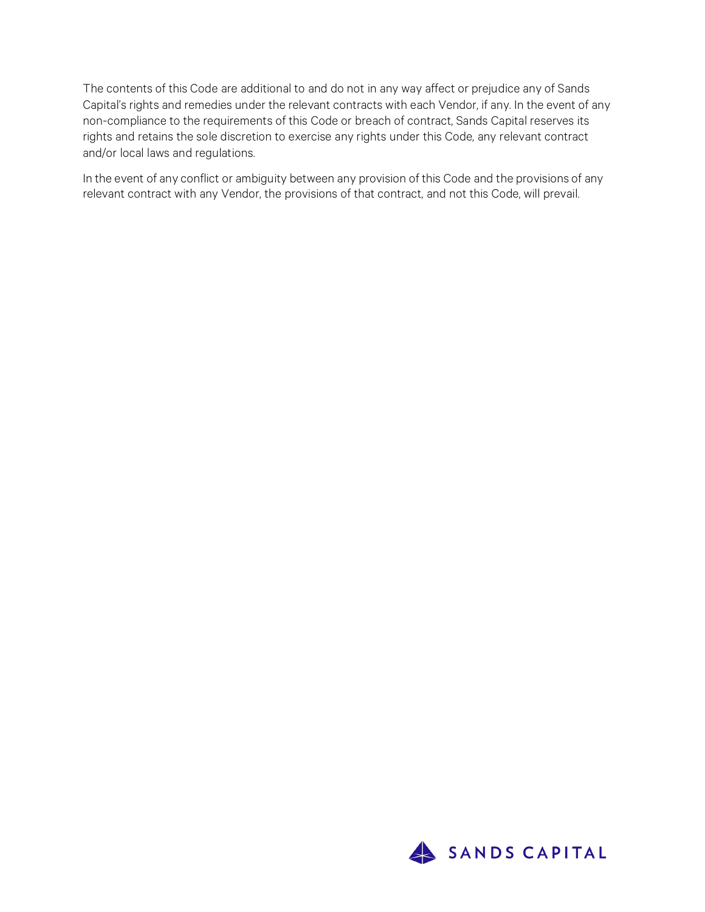The contents of this Code are additional to and do not in any way affect or prejudice any of Sands Capital's rights and remedies under the relevant contracts with each Vendor, if any. In the event of any non-compliance to the requirements of this Code or breach of contract, Sands Capital reserves its rights and retains the sole discretion to exercise any rights under this Code, any relevant contract and/or local laws and regulations.

In the event of any conflict or ambiguity between any provision of this Code and the provisions of any relevant contract with any Vendor, the provisions of that contract, and not this Code, will prevail.